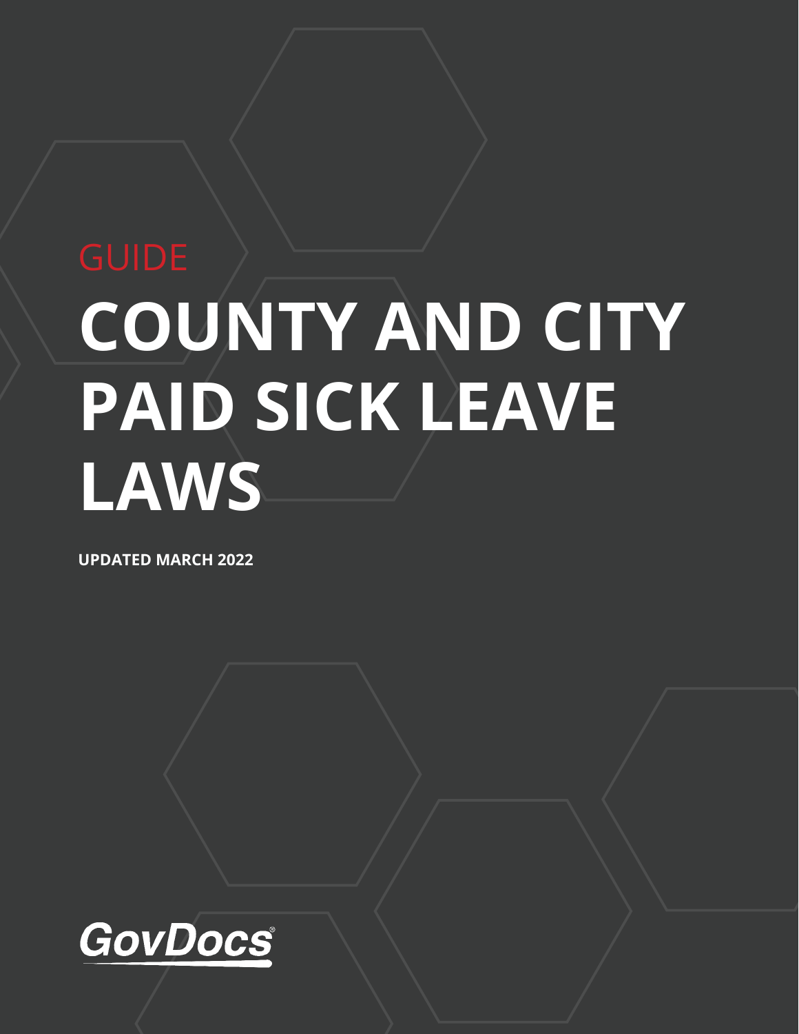GUIDE

# COUNTY AND CITY PAID SICK LEAVE LAWS

**UPDATED MARCH 2022**

GovDocs®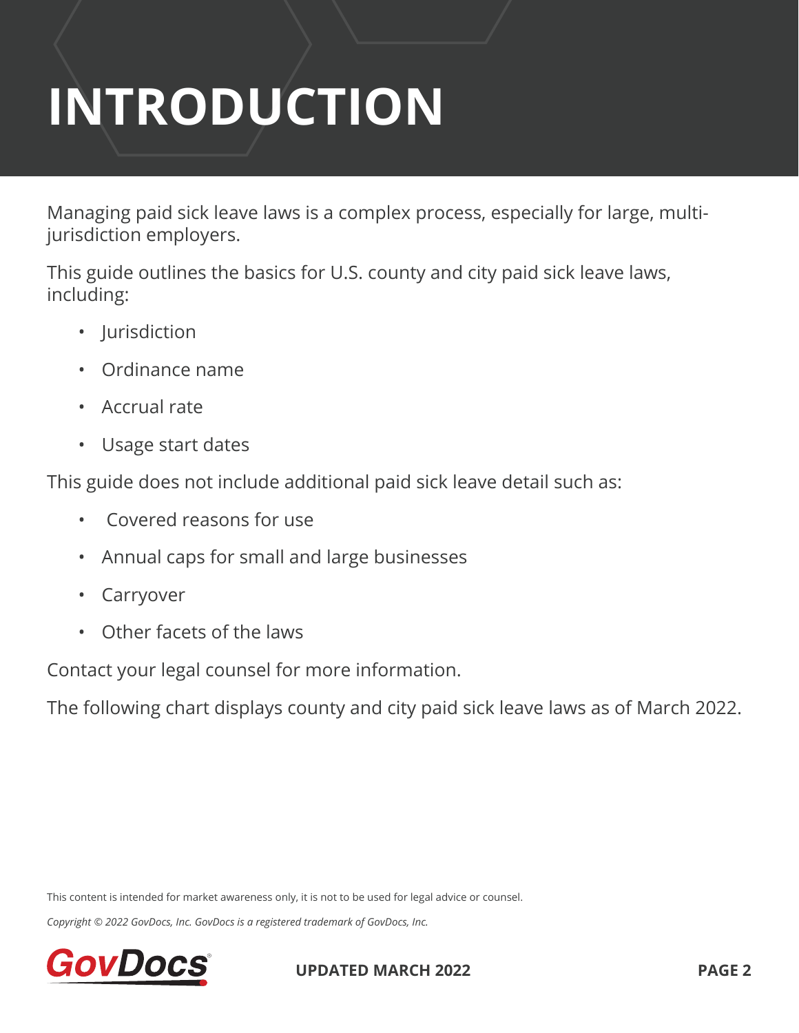# INTRODUCTION

Managing paid sick leave laws is a complex process, especially for large, multi-jurisdiction employers.

This guide outlines the basics for U.S. county and city paid sick leave laws, including:

- Jurisdiction
- Ordinance name
- Accrual rate
- Usage start dates

This guide does not include additional paid sick leave detail such as:

- Covered reasons for use
- Annual caps for small and large businesses
- Carryover
- Other facets of the laws

Contact your legal counsel for more information.

The following chart displays county and city paid sick leave laws as of March 2022.

This content is intended for market awareness only, it is not to be used for legal advice or counsel.

*Copyright © 2022 GovDocs, Inc. GovDocs is a registered trademark of GovDocs, Inc.*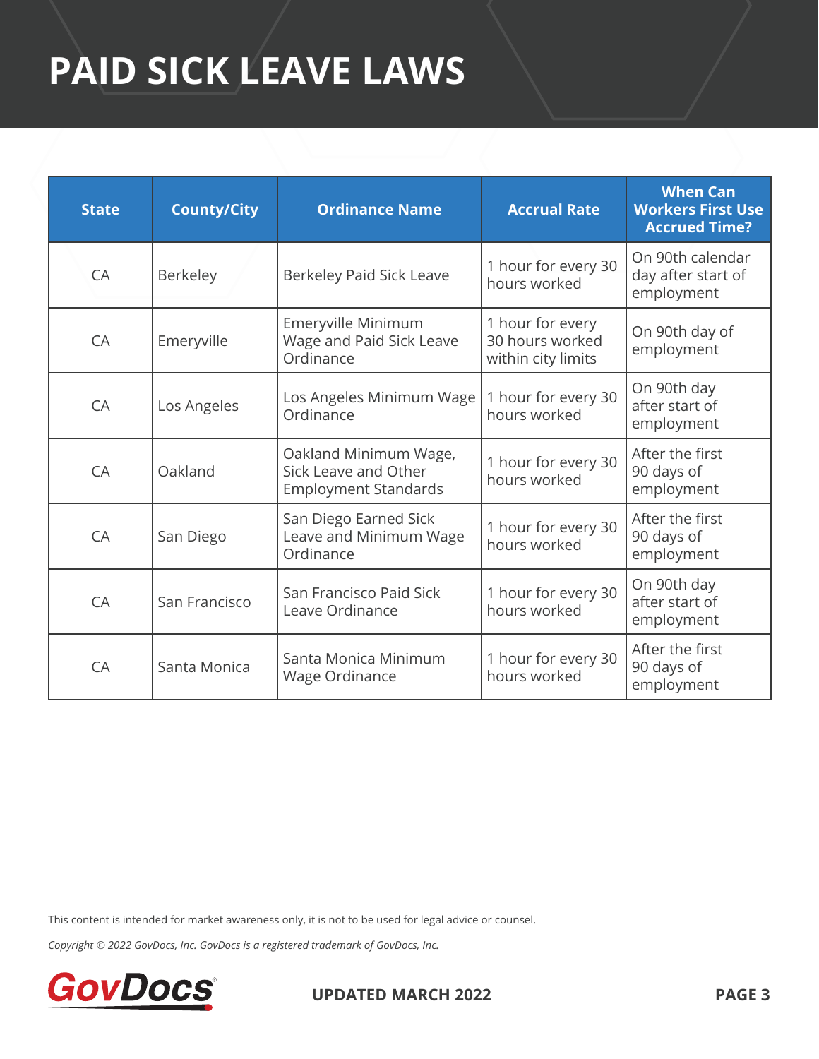# PAID SICK LEAVE LAWS

| State | County/City | Ordinance Name | Accrual Rate | When Can Workers First Use Accrued Time? |
|---|---|---|---|---|
| CA | Berkeley | Berkeley Paid Sick Leave | 1 hour for every 30 hours worked | On 90th calendar day after start of employment |
| CA | Emeryville | Emeryville Minimum Wage and Paid Sick Leave Ordinance | 1 hour for every 30 hours worked within city limits | On 90th day of employment |
| CA | Los Angeles | Los Angeles Minimum Wage Ordinance | 1 hour for every 30 hours worked | On 90th day after start of employment |
| CA | Oakland | Oakland Minimum Wage, Sick Leave and Other Employment Standards | 1 hour for every 30 hours worked | After the first 90 days of employment |
| CA | San Diego | San Diego Earned Sick Leave and Minimum Wage Ordinance | 1 hour for every 30 hours worked | After the first 90 days of employment |
| CA | San Francisco | San Francisco Paid Sick Leave Ordinance | 1 hour for every 30 hours worked | On 90th day after start of employment |
| CA | Santa Monica | Santa Monica Minimum Wage Ordinance | 1 hour for every 30 hours worked | After the first 90 days of employment |

This content is intended for market awareness only, it is not to be used for legal advice or counsel.

*Copyright © 2022 GovDocs, Inc. GovDocs is a registered trademark of GovDocs, Inc.*

**UPDATED MARCH 2022**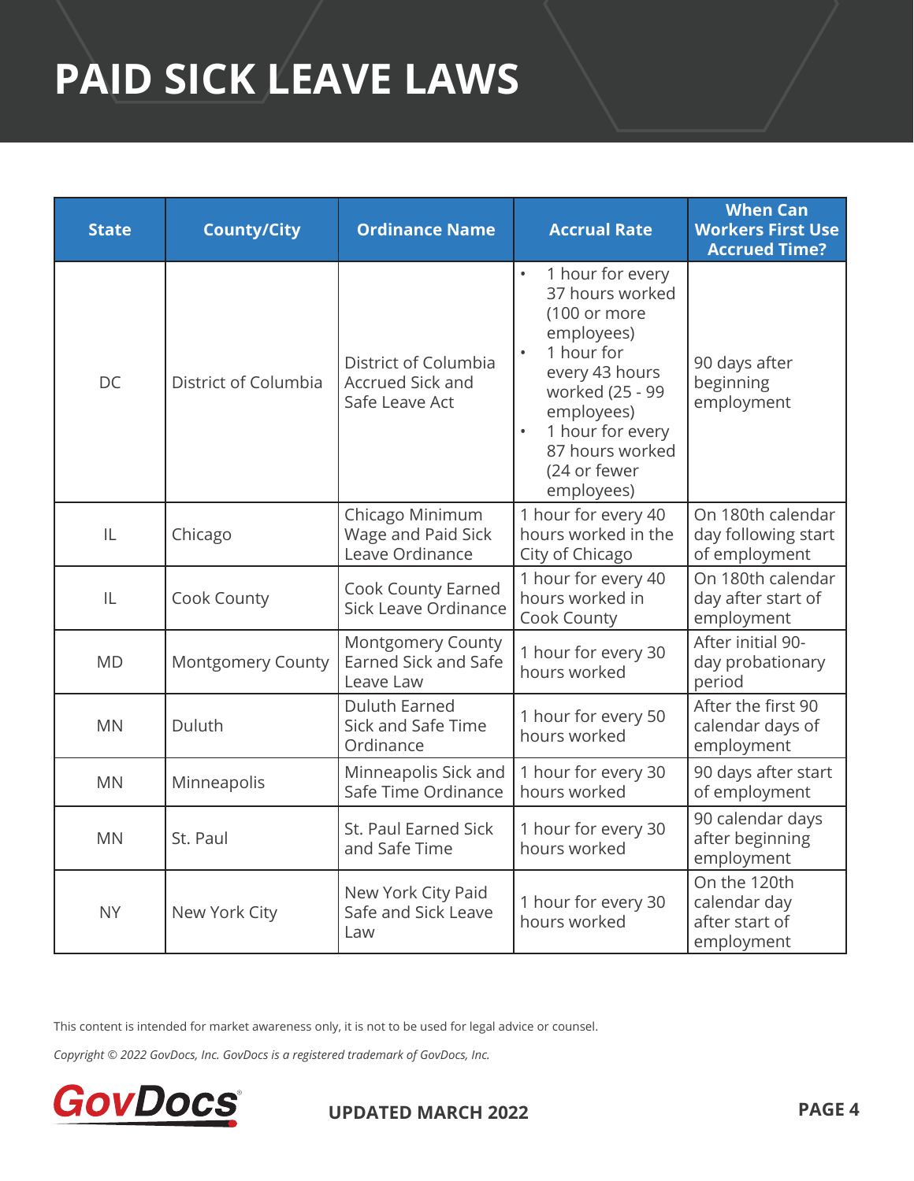# PAID SICK LEAVE LAWS

| State | County/City | Ordinance Name | Accrual Rate | When Can Workers First Use Accrued Time? |
|---|---|---|---|---|
| DC | District of Columbia | District of Columbia Accrued Sick and Safe Leave Act | • 1 hour for every 37 hours worked (100 or more employees)<br>• 1 hour for every 43 hours worked (25 - 99 employees)<br>• 1 hour for every 87 hours worked (24 or fewer employees) | 90 days after beginning employment |
| IL | Chicago | Chicago Minimum Wage and Paid Sick Leave Ordinance | 1 hour for every 40 hours worked in the City of Chicago | On 180th calendar day following start of employment |
| IL | Cook County | Cook County Earned Sick Leave Ordinance | 1 hour for every 40 hours worked in Cook County | On 180th calendar day after start of employment |
| MD | Montgomery County | Montgomery County Earned Sick and Safe Leave Law | 1 hour for every 30 hours worked | After initial 90-day probationary period |
| MN | Duluth | Duluth Earned Sick and Safe Time Ordinance | 1 hour for every 50 hours worked | After the first 90 calendar days of employment |
| MN | Minneapolis | Minneapolis Sick and Safe Time Ordinance | 1 hour for every 30 hours worked | 90 days after start of employment |
| MN | St. Paul | St. Paul Earned Sick and Safe Time | 1 hour for every 30 hours worked | 90 calendar days after beginning employment |
| NY | New York City | New York City Paid Safe and Sick Leave Law | 1 hour for every 30 hours worked | On the 120th calendar day after start of employment |

This content is intended for market awareness only, it is not to be used for legal advice or counsel.

*Copyright © 2022 GovDocs, Inc. GovDocs is a registered trademark of GovDocs, Inc.*

GovDocs

**UPDATED MARCH 2022**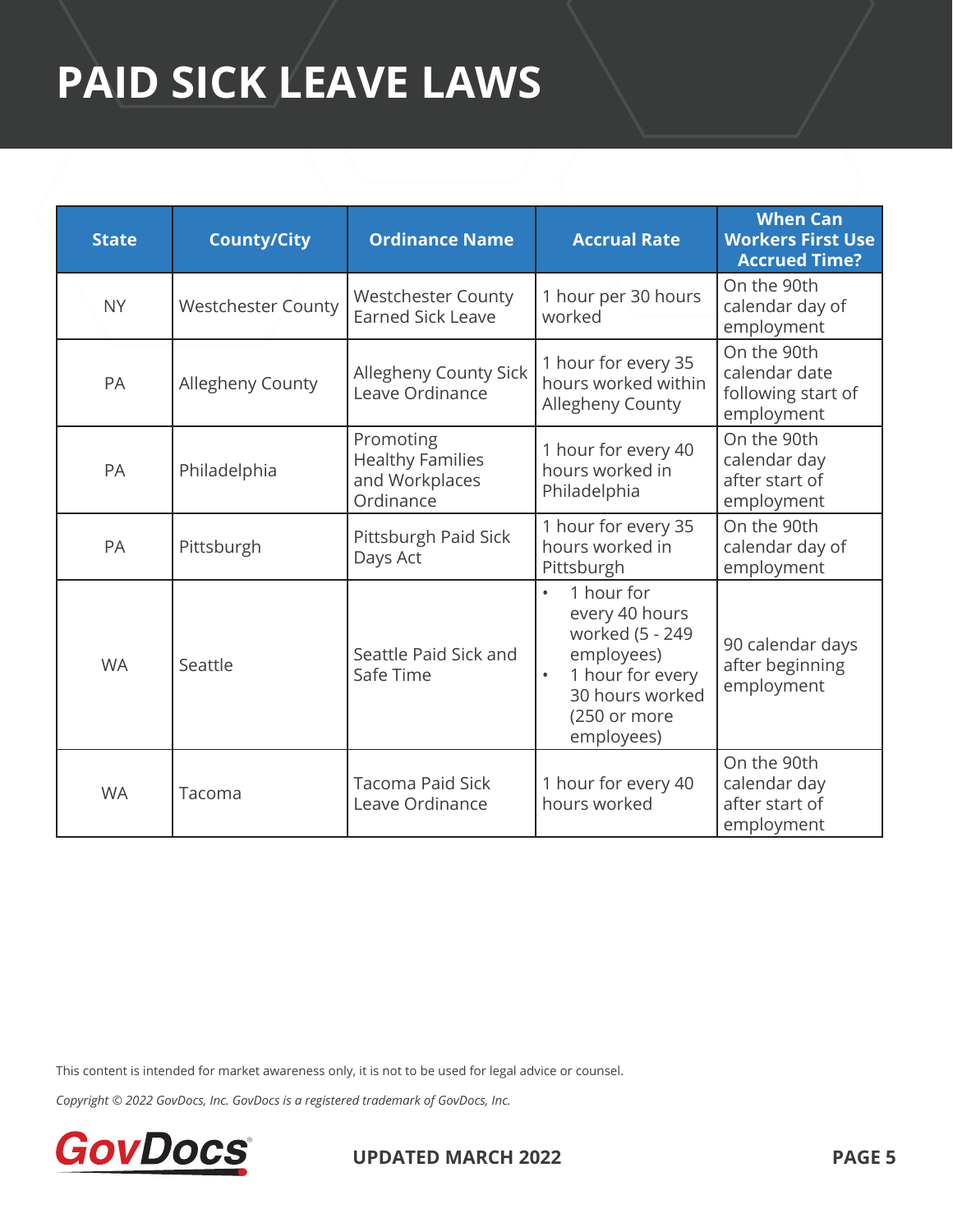# PAID SICK LEAVE LAWS

| State | County/City | Ordinance Name | Accrual Rate | When Can Workers First Use Accrued Time? |
| --- | --- | --- | --- | --- |
| NY | Westchester County | Westchester County Earned Sick Leave | 1 hour per 30 hours worked | On the 90th calendar day of employment |
| PA | Allegheny County | Allegheny County Sick Leave Ordinance | 1 hour for every 35 hours worked within Allegheny County | On the 90th calendar date following start of employment |
| PA | Philadelphia | Promoting Healthy Families and Workplaces Ordinance | 1 hour for every 40 hours worked in Philadelphia | On the 90th calendar day after start of employment |
| PA | Pittsburgh | Pittsburgh Paid Sick Days Act | 1 hour for every 35 hours worked in Pittsburgh | On the 90th calendar day of employment |
| WA | Seattle | Seattle Paid Sick and Safe Time | • 1 hour for every 40 hours worked (5 - 249 employees)<br>• 1 hour for every 30 hours worked (250 or more employees) | 90 calendar days after beginning employment |
| WA | Tacoma | Tacoma Paid Sick Leave Ordinance | 1 hour for every 40 hours worked | On the 90th calendar day after start of employment |

This content is intended for market awareness only, it is not to be used for legal advice or counsel.

*Copyright © 2022 GovDocs, Inc. GovDocs is a registered trademark of GovDocs, Inc.*

GovDocs®

**UPDATED MARCH 2022**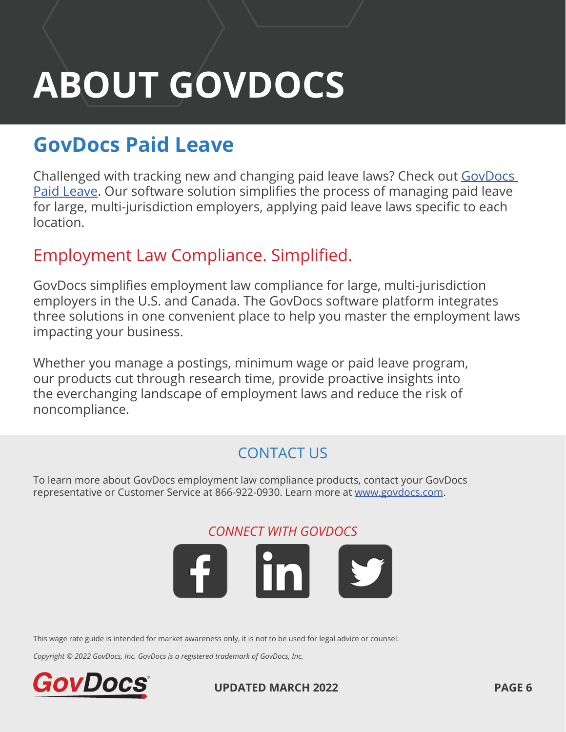# ABOUT GOVDOCS

## GovDocs Paid Leave

Challenged with tracking new and changing paid leave laws? Check out GovDocs Paid Leave. Our software solution simplifies the process of managing paid leave for large, multi-jurisdiction employers, applying paid leave laws specific to each location.

### Employment Law Compliance. Simplified.

GovDocs simplifies employment law compliance for large, multi-jurisdiction employers in the U.S. and Canada. The GovDocs software platform integrates three solutions in one convenient place to help you master the employment laws impacting your business.

Whether you manage a postings, minimum wage or paid leave program, our products cut through research time, provide proactive insights into the everchanging landscape of employment laws and reduce the risk of noncompliance.

### CONTACT US

To learn more about GovDocs employment law compliance products, contact your GovDocs representative or Customer Service at 866-922-0930. Learn more at www.govdocs.com.

*CONNECT WITH GOVDOCS*

This wage rate guide is intended for market awareness only, it is not to be used for legal advice or counsel.

*Copyright © 2022 GovDocs, Inc. GovDocs is a registered trademark of GovDocs, Inc.*

**UPDATED MARCH 2022**